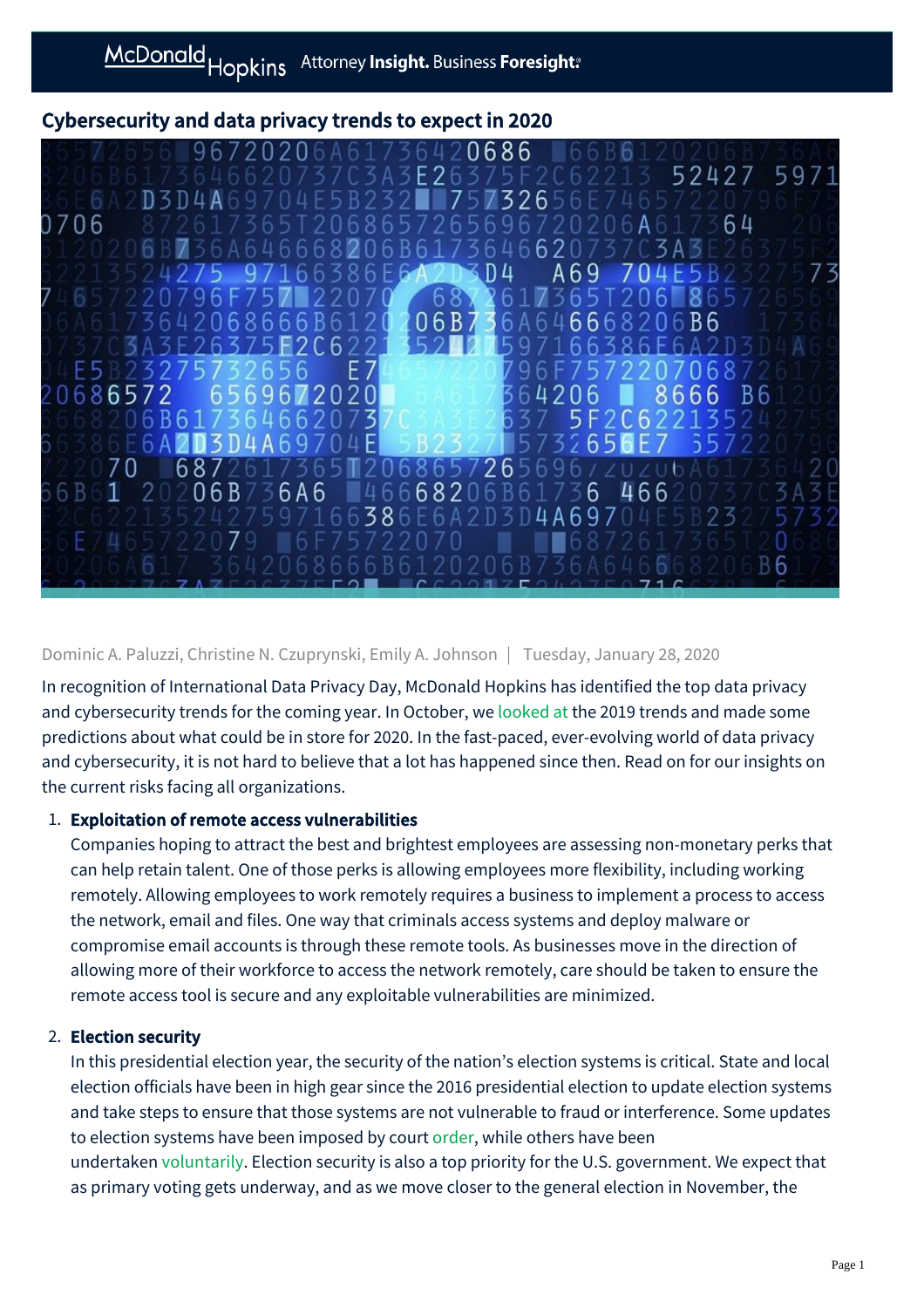# Cybersecurity and data privacy trends to expect in 2020

Dominic A. Paluzzi, Christine N. Czuprynski, Emily A. Johnson | Tuesday, January 28, 2020

In recognition of International Data Privacy Day, McDonald Hopkins has identified the top data privacy and cybersecurity trends for the coming year. In October, we looked at the 2019 trends and made some predictions about what could be in store for 2020. In the fast-paced, ever-evolving world of data privacy and cybersecurity, it is not hard to believe that a lot has happened since then. Read on for our insights on the current risks facing all organizations.

1. **Exploitation of remote access vulnerabilities**
   Companies hoping to attract the best and brightest employees are assessing non-monetary perks that can help retain talent. One of those perks is allowing employees more flexibility, including working remotely. Allowing employees to work remotely requires a business to implement a process to access the network, email and files. One way that criminals access systems and deploy malware or compromise email accounts is through these remote tools. As businesses move in the direction of allowing more of their workforce to access the network remotely, care should be taken to ensure the remote access tool is secure and any exploitable vulnerabilities are minimized.

2. **Election security**
   In this presidential election year, the security of the nation's election systems is critical. State and local election officials have been in high gear since the 2016 presidential election to update election systems and take steps to ensure that those systems are not vulnerable to fraud or interference. Some updates to election systems have been imposed by court order, while others have been undertaken voluntarily. Election security is also a top priority for the U.S. government. We expect that as primary voting gets underway, and as we move closer to the general election in November, the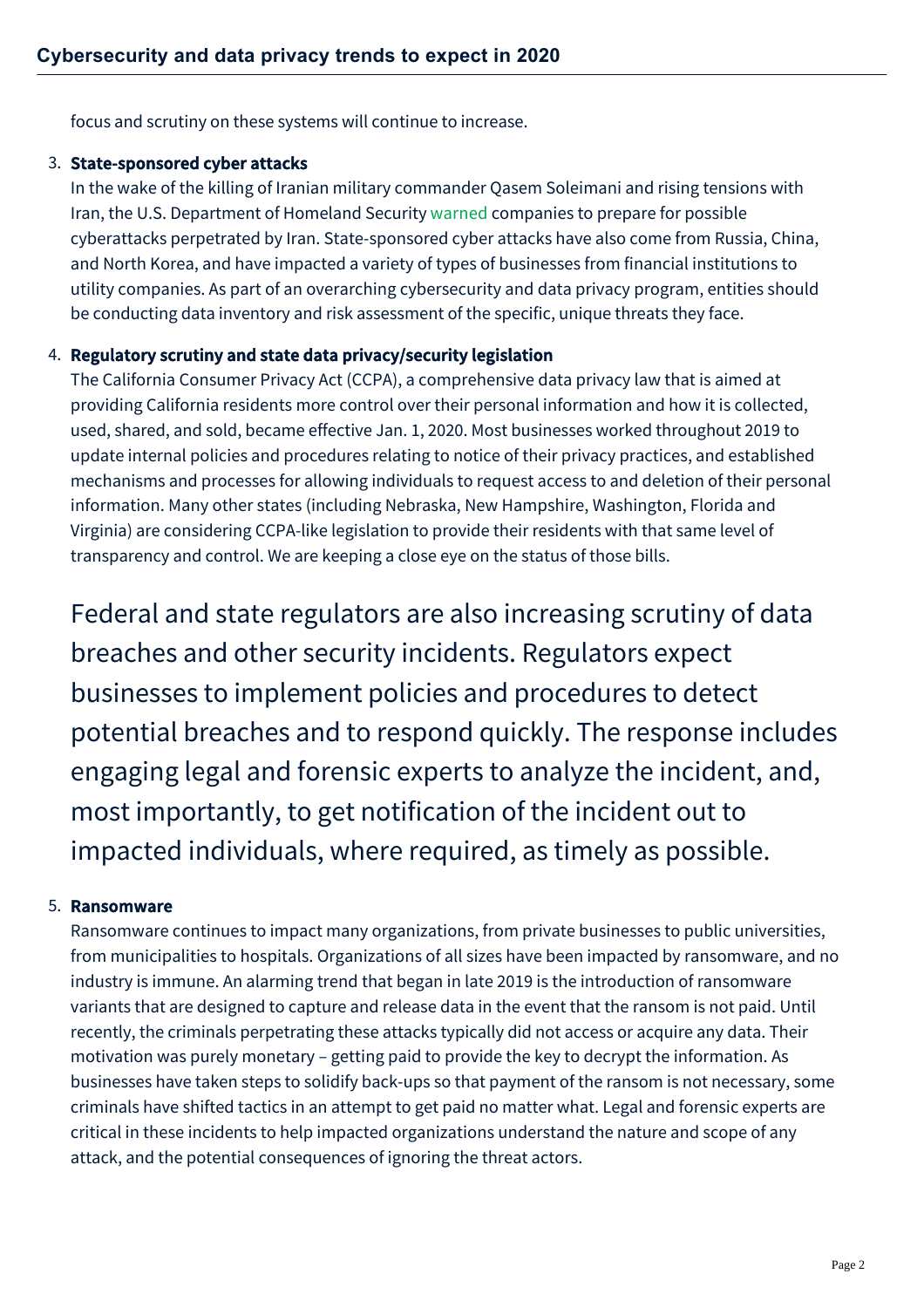focus and scrutiny on these systems will continue to increase.

3. **State-sponsored cyber attacks**
   In the wake of the killing of Iranian military commander Qasem Soleimani and rising tensions with Iran, the U.S. Department of Homeland Security warned companies to prepare for possible cyberattacks perpetrated by Iran. State-sponsored cyber attacks have also come from Russia, China, and North Korea, and have impacted a variety of types of businesses from financial institutions to utility companies. As part of an overarching cybersecurity and data privacy program, entities should be conducting data inventory and risk assessment of the specific, unique threats they face.

4. **Regulatory scrutiny and state data privacy/security legislation**
   The California Consumer Privacy Act (CCPA), a comprehensive data privacy law that is aimed at providing California residents more control over their personal information and how it is collected, used, shared, and sold, became effective Jan. 1, 2020. Most businesses worked throughout 2019 to update internal policies and procedures relating to notice of their privacy practices, and established mechanisms and processes for allowing individuals to request access to and deletion of their personal information. Many other states (including Nebraska, New Hampshire, Washington, Florida and Virginia) are considering CCPA-like legislation to provide their residents with that same level of transparency and control. We are keeping a close eye on the status of those bills.

   Federal and state regulators are also increasing scrutiny of data breaches and other security incidents. Regulators expect businesses to implement policies and procedures to detect potential breaches and to respond quickly. The response includes engaging legal and forensic experts to analyze the incident, and, most importantly, to get notification of the incident out to impacted individuals, where required, as timely as possible.

5. **Ransomware**
   Ransomware continues to impact many organizations, from private businesses to public universities, from municipalities to hospitals. Organizations of all sizes have been impacted by ransomware, and no industry is immune. An alarming trend that began in late 2019 is the introduction of ransomware variants that are designed to capture and release data in the event that the ransom is not paid. Until recently, the criminals perpetrating these attacks typically did not access or acquire any data. Their motivation was purely monetary – getting paid to provide the key to decrypt the information. As businesses have taken steps to solidify back-ups so that payment of the ransom is not necessary, some criminals have shifted tactics in an attempt to get paid no matter what. Legal and forensic experts are critical in these incidents to help impacted organizations understand the nature and scope of any attack, and the potential consequences of ignoring the threat actors.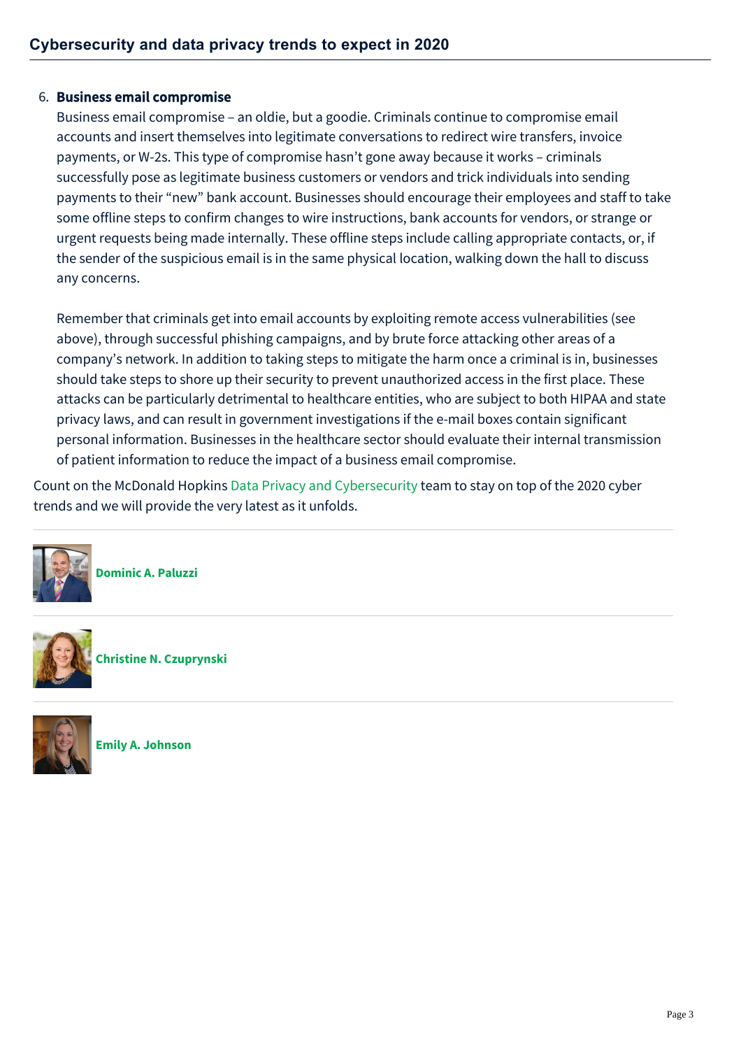6. **Business email compromise**

   Business email compromise – an oldie, but a goodie. Criminals continue to compromise email accounts and insert themselves into legitimate conversations to redirect wire transfers, invoice payments, or W-2s. This type of compromise hasn't gone away because it works – criminals successfully pose as legitimate business customers or vendors and trick individuals into sending payments to their "new" bank account. Businesses should encourage their employees and staff to take some offline steps to confirm changes to wire instructions, bank accounts for vendors, or strange or urgent requests being made internally. These offline steps include calling appropriate contacts, or, if the sender of the suspicious email is in the same physical location, walking down the hall to discuss any concerns.

   Remember that criminals get into email accounts by exploiting remote access vulnerabilities (see above), through successful phishing campaigns, and by brute force attacking other areas of a company's network. In addition to taking steps to mitigate the harm once a criminal is in, businesses should take steps to shore up their security to prevent unauthorized access in the first place. These attacks can be particularly detrimental to healthcare entities, who are subject to both HIPAA and state privacy laws, and can result in government investigations if the e-mail boxes contain significant personal information. Businesses in the healthcare sector should evaluate their internal transmission of patient information to reduce the impact of a business email compromise.

Count on the McDonald Hopkins Data Privacy and Cybersecurity team to stay on top of the 2020 cyber trends and we will provide the very latest as it unfolds.

---

**Dominic A. Paluzzi**

---

**Christine N. Czuprynski**

---

**Emily A. Johnson**